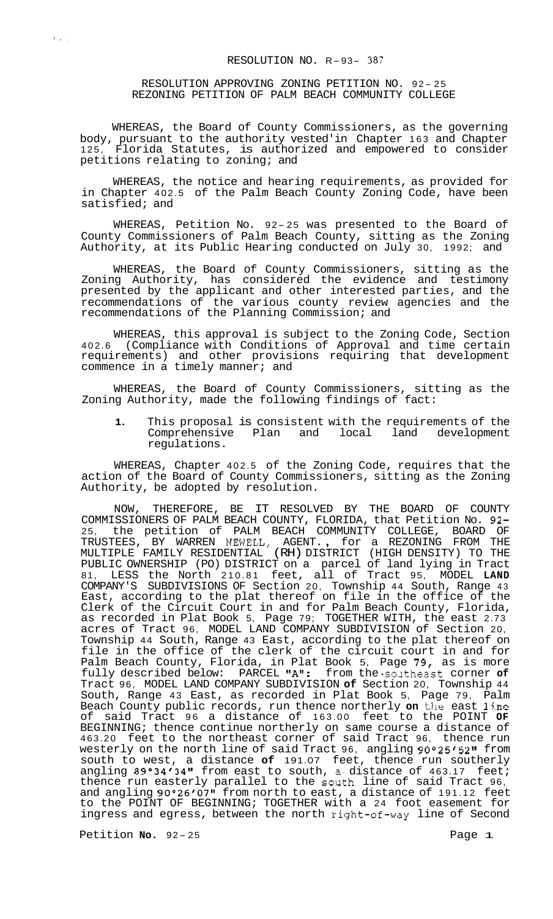RESOLUTION NO. R-93- 387

RESOLUTION APPROVING ZONING PETITION NO. 92-25
REZONING PETITION OF PALM BEACH COMMUNITY COLLEGE

WHEREAS, the Board of County Commissioners, as the governing body, pursuant to the authority vested in Chapter 163 and Chapter 125, Florida Statutes, is authorized and empowered to consider petitions relating to zoning; and

WHEREAS, the notice and hearing requirements, as provided for in Chapter 402.5 of the Palm Beach County Zoning Code, have been satisfied; and

WHEREAS, Petition No. 92-25 was presented to the Board of County Commissioners of Palm Beach County, sitting as the Zoning Authority, at its Public Hearing conducted on July 30, 1992; and

WHEREAS, the Board of County Commissioners, sitting as the Zoning Authority, has considered the evidence and testimony presented by the applicant and other interested parties, and the recommendations of the various county review agencies and the recommendations of the Planning Commission; and

WHEREAS, this approval is subject to the Zoning Code, Section 402.6 (Compliance with Conditions of Approval and time certain requirements) and other provisions requiring that development commence in a timely manner; and

WHEREAS, the Board of County Commissioners, sitting as the Zoning Authority, made the following findings of fact:

1. This proposal is consistent with the requirements of the Comprehensive Plan and local land development regulations.

WHEREAS, Chapter 402.5 of the Zoning Code, requires that the action of the Board of County Commissioners, sitting as the Zoning Authority, be adopted by resolution.

NOW, THEREFORE, BE IT RESOLVED BY THE BOARD OF COUNTY COMMISSIONERS OF PALM BEACH COUNTY, FLORIDA, that Petition No. 92-25, the petition of PALM BEACH COMMUNITY COLLEGE, BOARD OF TRUSTEES, BY WARREN NEWELL, AGENT., for a REZONING FROM THE MULTIPLE FAMILY RESIDENTIAL (RH) DISTRICT (HIGH DENSITY) TO THE PUBLIC OWNERSHIP (PO) DISTRICT on a parcel of land lying in Tract 81, LESS the North 210.81 feet, all of Tract 95, MODEL LAND COMPANY'S SUBDIVISIONS OF Section 20, Township 44 South, Range 43 East, according to the plat thereof on file in the office of the Clerk of the Circuit Court in and for Palm Beach County, Florida, as recorded in Plat Book 5, Page 79; TOGETHER WITH, the east 2.73 acres of Tract 96, MODEL LAND COMPANY SUBDIVISION of Section 20, Township 44 South, Range 43 East, according to the plat thereof on file in the office of the clerk of the circuit court in and for Palm Beach County, Florida, in Plat Book 5, Page 79, as is more fully described below: PARCEL "A": from the southeast corner of Tract 96, MODEL LAND COMPANY SUBDIVISION of Section 20, Township 44 South, Range 43 East, as recorded in Plat Book 5, Page 79, Palm Beach County public records, run thence northerly on the east line of said Tract 96 a distance of 163.00 feet to the POINT OF BEGINNING; thence continue northerly on same course a distance of 463.20 feet to the northeast corner of said Tract 96, thence run westerly on the north line of said Tract 96, angling 90°25'52" from south to west, a distance of 191.07 feet, thence run southerly angling 89°34'34" from east to south, a distance of 463.17 feet; thence run easterly parallel to the south line of said Tract 96, and angling 90°26'07" from north to east, a distance of 191.12 feet to the POINT OF BEGINNING; TOGETHER with a 24 foot easement for ingress and egress, between the north right-of-way line of Second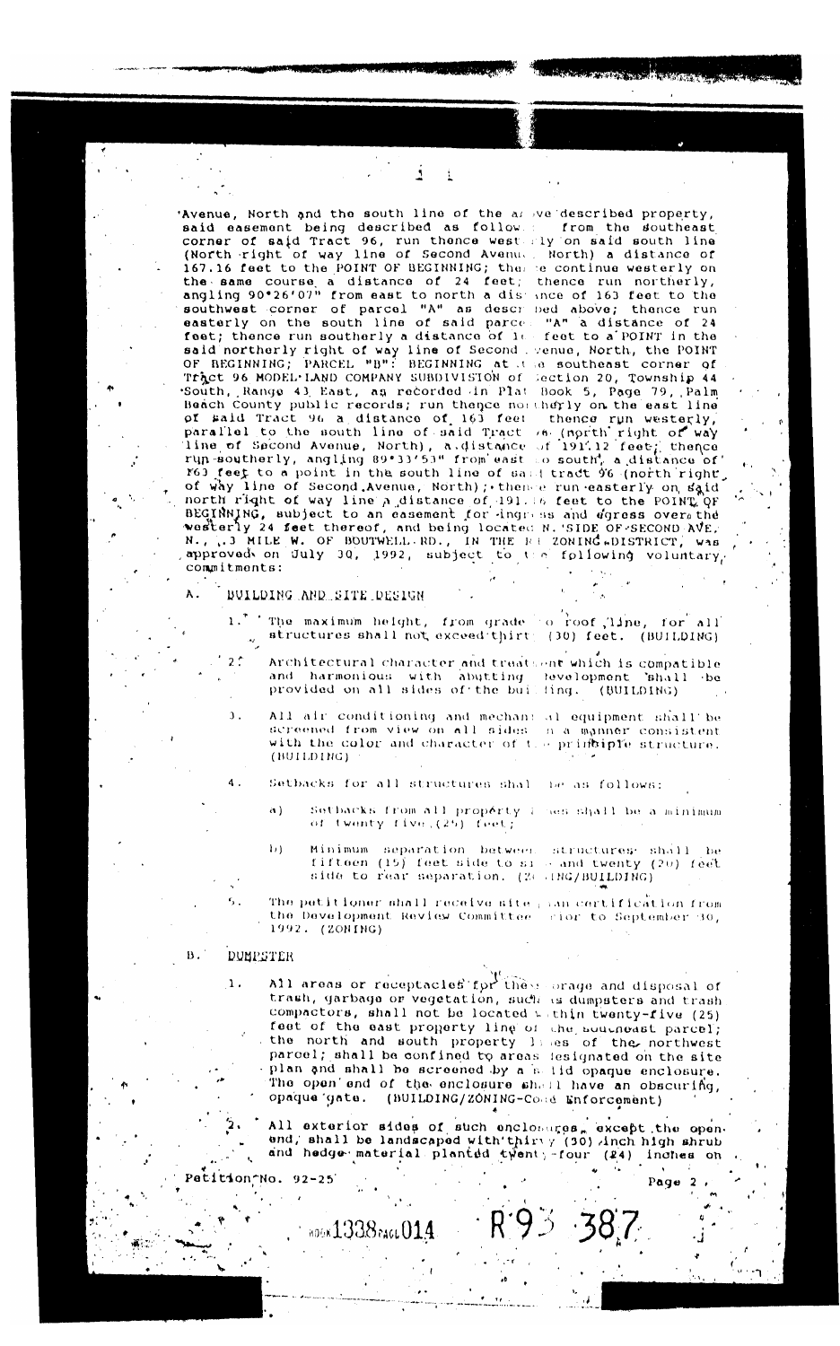Avenue, North and the south line of the above described property, said easement being described as follows: from the southeast corner of said Tract 96, run thence westerly on said south line (North right of way line of Second Avenue North) a distance of 167.16 feet to the POINT OF BEGINNING; thence continue westerly on the same course a distance of 24 feet; thence run northerly, angling 90°26'07" from east to north a distance of 163 feet to the southwest corner of parcel "A" as described above; thence run easterly on the south line of said parcel "A" a distance of 24 feet; thence run southerly a distance of 163 feet to a POINT in the said northerly right of way line of Second Avenue, North, the POINT OF BEGINNING; PARCEL "B": BEGINNING at the southeast corner of Tract 96 MODEL LAND COMPANY SUBDIVISION of Section 20, Township 44 South, Range 43 East, as recorded in Plat Book 5, Page 79, Palm Beach County public records; run thence northerly on the east line of said Tract 96 a distance of 163 feet; thence run westerly, parallel to the south line of said Tract 96 (north right of way line of Second Avenue, North), a distance of 191.12 feet; thence run southerly, angling 89°33'53" from east to south, a distance of 163 feet to a point in the south line of said tract 96 (north right of way line of Second Avenue, North); thence run easterly on said north right of way line a distance of 191.16 feet to the POINT OF BEGINNING, subject to an easement for ingress and egress over the westerly 24 feet thereof, and being located N. SIDE OF SECOND AVE. N., .3 MILE W. OF BOUTWELL RD., IN THE RH ZONING DISTRICT, was approved on July 30, 1992, subject to the following voluntary commitments:

A. BUILDING AND SITE DESIGN

1. The maximum height, from grade to roof line, for all structures shall not exceed thirty (30) feet. (BUILDING)

2. Architectural character and treatment which is compatible and harmonious with abutting development shall be provided on all sides of the building. (BUILDING)

3. All air conditioning and mechanical equipment shall be screened from view on all sides in a manner consistent with the color and character of the principle structure. (BUILDING)

4. Setbacks for all structures shall be as follows:

   a) Setbacks from all property lines shall be a minimum of twenty five (25) feet;

   b) Minimum separation between structures shall be fifteen (15) feet side to side and twenty (20) feet side to rear separation. (ZONING/BUILDING)

5. The petitioner shall receive site plan certification from the Development Review Committee prior to September 30, 1992. (ZONING)

B. DUMPSTER

1. All areas or receptacles for the storage and disposal of trash, garbage or vegetation, such as dumpsters and trash compactors, shall not be located within twenty-five (25) feet of the east property line of the southeast parcel; the north and south property lines of the northwest parcel; shall be confined to areas designated on the site plan and shall be screened by a solid opaque enclosure. The open end of the enclosure shall have an obscuring, opaque gate. (BUILDING/ZONING-Code Enforcement)

2. All exterior sides of such enclosures, except the open end, shall be landscaped with thirty (30) inch high shrub and hedge material planted twenty-four (24) inches on

Petition No. 92-25

BOOK 1338 PAGE 014 R93 387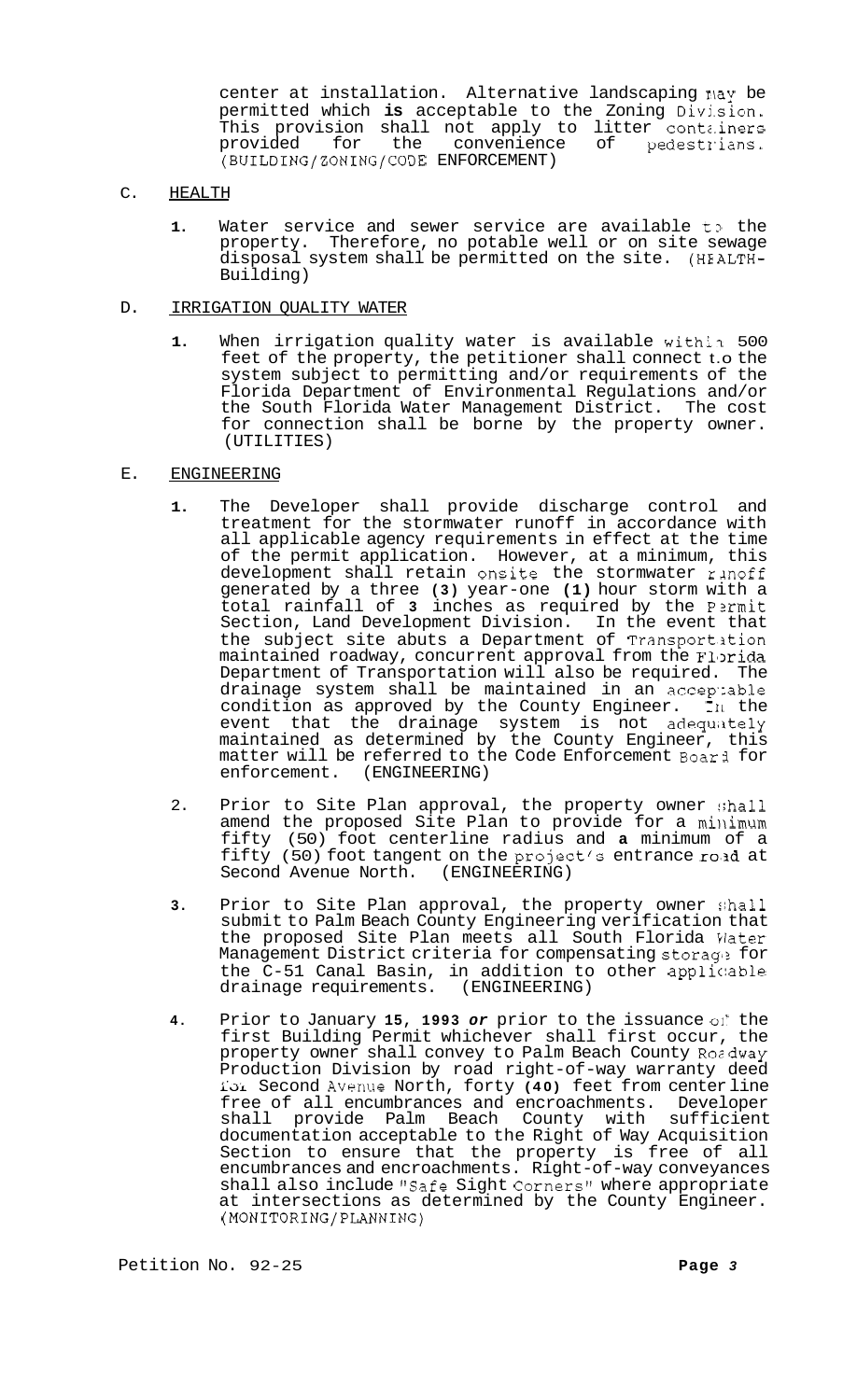center at installation. Alternative landscaping may be permitted which **is** acceptable to the Zoning Division. This provision shall not apply to litter containers provided for the convenience of pedestrians. (BUILDING/ZONING/CODE ENFORCEMENT)

C. HEALTH

1. Water service and sewer service are available to the property. Therefore, no potable well or on site sewage disposal system shall be permitted on the site. (HEALTH-Building)

D. IRRIGATION QUALITY WATER

1. When irrigation quality water is available within 500 feet of the property, the petitioner shall connect to the system subject to permitting and/or requirements of the Florida Department of Environmental Regulations and/or the South Florida Water Management District. The cost for connection shall be borne by the property owner. (UTILITIES)

E. ENGINEERING

1. The Developer shall provide discharge control and treatment for the stormwater runoff in accordance with all applicable agency requirements in effect at the time of the permit application. However, at a minimum, this development shall retain onsite the stormwater runoff generated by a three **(3)** year-one **(1)** hour storm with a total rainfall of **3** inches as required by the Permit Section, Land Development Division. In the event that the subject site abuts a Department of Transportation maintained roadway, concurrent approval from the Florida Department of Transportation will also be required. The drainage system shall be maintained in an acceptable condition as approved by the County Engineer. In the event that the drainage system is not adequately maintained as determined by the County Engineer, this matter will be referred to the Code Enforcement Board for enforcement. (ENGINEERING)

2. Prior to Site Plan approval, the property owner shall amend the proposed Site Plan to provide for a minimum fifty (50) foot centerline radius and **a** minimum of a fifty (50) foot tangent on the project's entrance road at Second Avenue North. (ENGINEERING)

3. Prior to Site Plan approval, the property owner shall submit to Palm Beach County Engineering verification that the proposed Site Plan meets all South Florida Water Management District criteria for compensating storage for the C-51 Canal Basin, in addition to other applicable drainage requirements. (ENGINEERING)

4. Prior to January **15, 1993** *or* prior to the issuance of the first Building Permit whichever shall first occur, the property owner shall convey to Palm Beach County Roadway Production Division by road right-of-way warranty deed for Second Avenue North, forty **(40)** feet from center line free of all encumbrances and encroachments. Developer shall provide Palm Beach County with sufficient documentation acceptable to the Right of Way Acquisition Section to ensure that the property is free of all encumbrances and encroachments. Right-of-way conveyances shall also include "Safe Sight Corners" where appropriate at intersections as determined by the County Engineer. (MONITORING/PLANNING)

Petition No. 92-25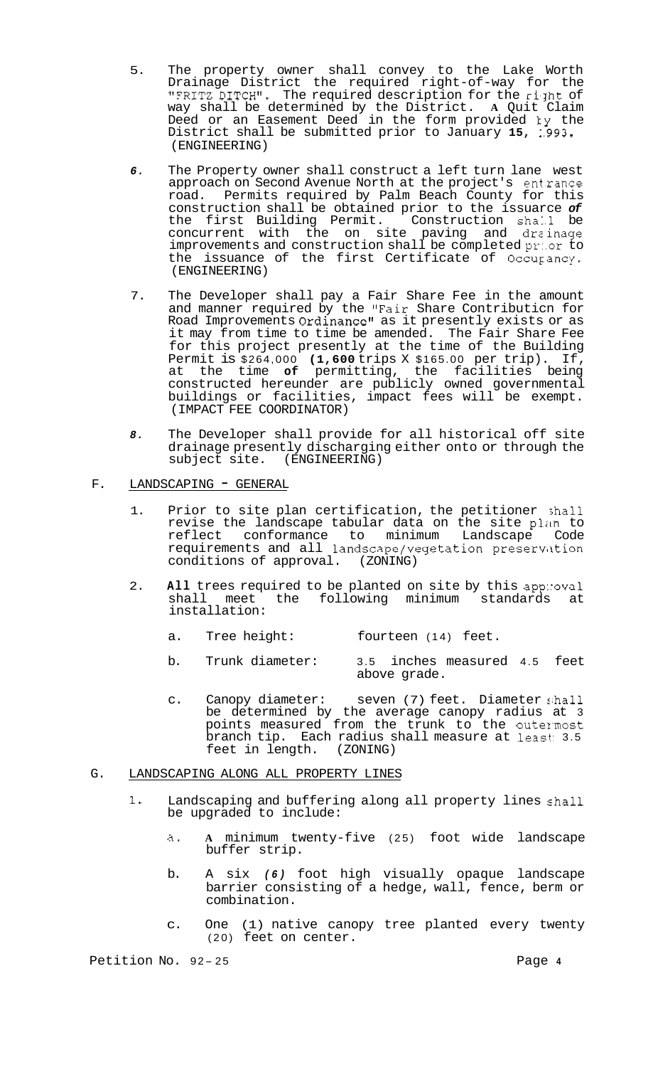5. The property owner shall convey to the Lake Worth Drainage District the required right-of-way for the "FRITZ DITCH". The required description for the right of way shall be determined by the District. A Quit Claim Deed or an Easement Deed in the form provided by the District shall be submitted prior to January 15, 1993. (ENGINEERING)

6. The Property owner shall construct a left turn lane west approach on Second Avenue North at the project's entrance road. Permits required by Palm Beach County for this construction shall be obtained prior to the issuance of the first Building Permit. Construction shall be concurrent with the on site paving and drainage improvements and construction shall be completed prior to the issuance of the first Certificate of Occupancy. (ENGINEERING)

7. The Developer shall pay a Fair Share Fee in the amount and manner required by the "Fair Share Contribution for Road Improvements Ordinance" as it presently exists or as it may from time to time be amended. The Fair Share Fee for this project presently at the time of the Building Permit is $264,000 (1,600 trips X $165.00 per trip). If, at the time of permitting, the facilities being constructed hereunder are publicly owned governmental buildings or facilities, impact fees will be exempt. (IMPACT FEE COORDINATOR)

8. The Developer shall provide for all historical off site drainage presently discharging either onto or through the subject site. (ENGINEERING)

F. LANDSCAPING - GENERAL

1. Prior to site plan certification, the petitioner shall revise the landscape tabular data on the site plan to reflect conformance to minimum Landscape Code requirements and all landscape/vegetation preservation conditions of approval. (ZONING)

2. All trees required to be planted on site by this approval shall meet the following minimum standards at installation:

   a. Tree height: fourteen (14) feet.

   b. Trunk diameter: 3.5 inches measured 4.5 feet above grade.

   c. Canopy diameter: seven (7) feet. Diameter shall be determined by the average canopy radius at 3 points measured from the trunk to the outermost branch tip. Each radius shall measure at least 3.5 feet in length. (ZONING)

G. LANDSCAPING ALONG ALL PROPERTY LINES

1. Landscaping and buffering along all property lines shall be upgraded to include:

   a. A minimum twenty-five (25) foot wide landscape buffer strip.

   b. A six (6) foot high visually opaque landscape barrier consisting of a hedge, wall, fence, berm or combination.

   c. One (1) native canopy tree planted every twenty (20) feet on center.

Petition No. 92-25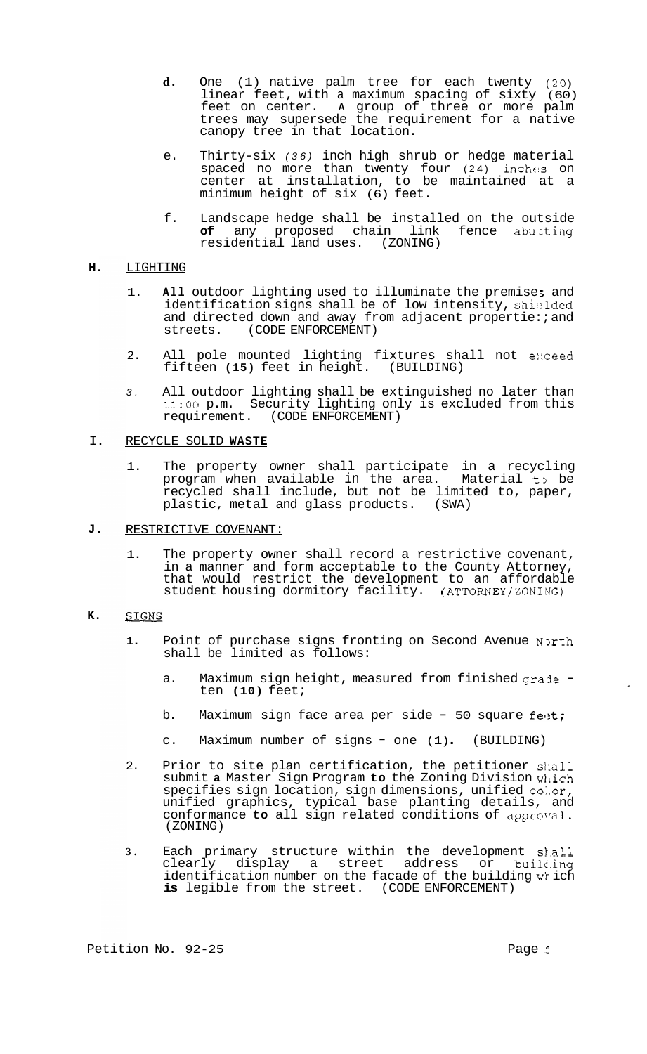d. One (1) native palm tree for each twenty (20) linear feet, with a maximum spacing of sixty (60) feet on center. A group of three or more palm trees may supersede the requirement for a native canopy tree in that location.

e. Thirty-six *(36)* inch high shrub or hedge material spaced no more than twenty four (24) inches on center at installation, to be maintained at a minimum height of six (6) feet.

f. Landscape hedge shall be installed on the outside **of** any proposed chain link fence abutting residential land uses. (ZONING)

## H. LIGHTING

1. **All** outdoor lighting used to illuminate the premises and identification signs shall be of low intensity, shielded and directed down and away from adjacent properties and streets. (CODE ENFORCEMENT)

2. All pole mounted lighting fixtures shall not exceed fifteen **(15)** feet in height. (BUILDING)

3. All outdoor lighting shall be extinguished no later than 11:00 p.m. Security lighting only is excluded from this requirement. (CODE ENFORCEMENT)

## I. RECYCLE SOLID WASTE

1. The property owner shall participate in a recycling program when available in the area. Material to be recycled shall include, but not be limited to, paper, plastic, metal and glass products. (SWA)

## J. RESTRICTIVE COVENANT:

1. The property owner shall record a restrictive covenant, in a manner and form acceptable to the County Attorney, that would restrict the development to an affordable student housing dormitory facility. (ATTORNEY/ZONING)

## K. SIGNS

1. Point of purchase signs fronting on Second Avenue North shall be limited as follows:

   a. Maximum sign height, measured from finished grade - ten **(10)** feet;

   b. Maximum sign face area per side - 50 square feet;

   c. Maximum number of signs - one (1). (BUILDING)

2. Prior to site plan certification, the petitioner shall submit **a** Master Sign Program **to** the Zoning Division which specifies sign location, sign dimensions, unified color, unified graphics, typical base planting details, and conformance **to** all sign related conditions of approval. (ZONING)

3. Each primary structure within the development shall clearly display a street address or building identification number on the facade of the building which **is** legible from the street. (CODE ENFORCEMENT)

Petition No. 92-25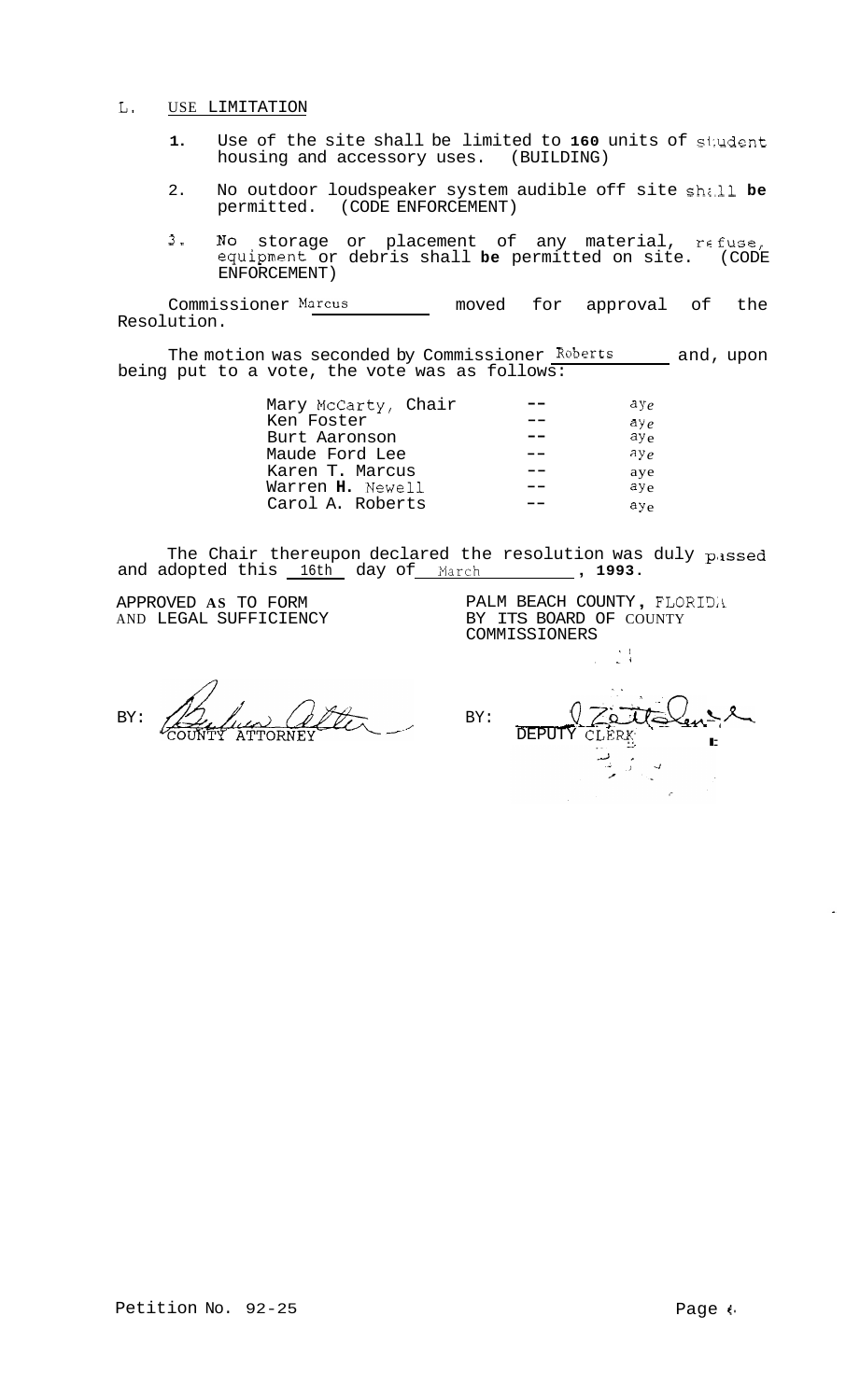## L. USE LIMITATION

1. Use of the site shall be limited to **160** units of student housing and accessory uses. (BUILDING)

2. No outdoor loudspeaker system audible off site shall **be** permitted. (CODE ENFORCEMENT)

3. No storage or placement of any material, refuse, equipment or debris shall **be** permitted on site. (CODE ENFORCEMENT)

Commissioner Marcus moved for approval of the Resolution.

The motion was seconded by Commissioner Roberts and, upon being put to a vote, the vote was as follows:

| | | |
|---|---|---|
| Mary McCarty, Chair | -- | aye |
| Ken Foster | -- | aye |
| Burt Aaronson | -- | aye |
| Maude Ford Lee | -- | aye |
| Karen T. Marcus | -- | aye |
| Warren **H.** Newell | -- | aye |
| Carol A. Roberts | -- | aye |

The Chair thereupon declared the resolution was duly passed and adopted this 16th day of March , **1993**.

APPROVED AS TO FORM AND LEGAL SUFFICIENCY

BY: COUNTY ATTORNEY

PALM BEACH COUNTY, FLORIDA BY ITS BOARD OF COUNTY COMMISSIONERS

BY: DEPUTY CLERK

Petition No. 92-25